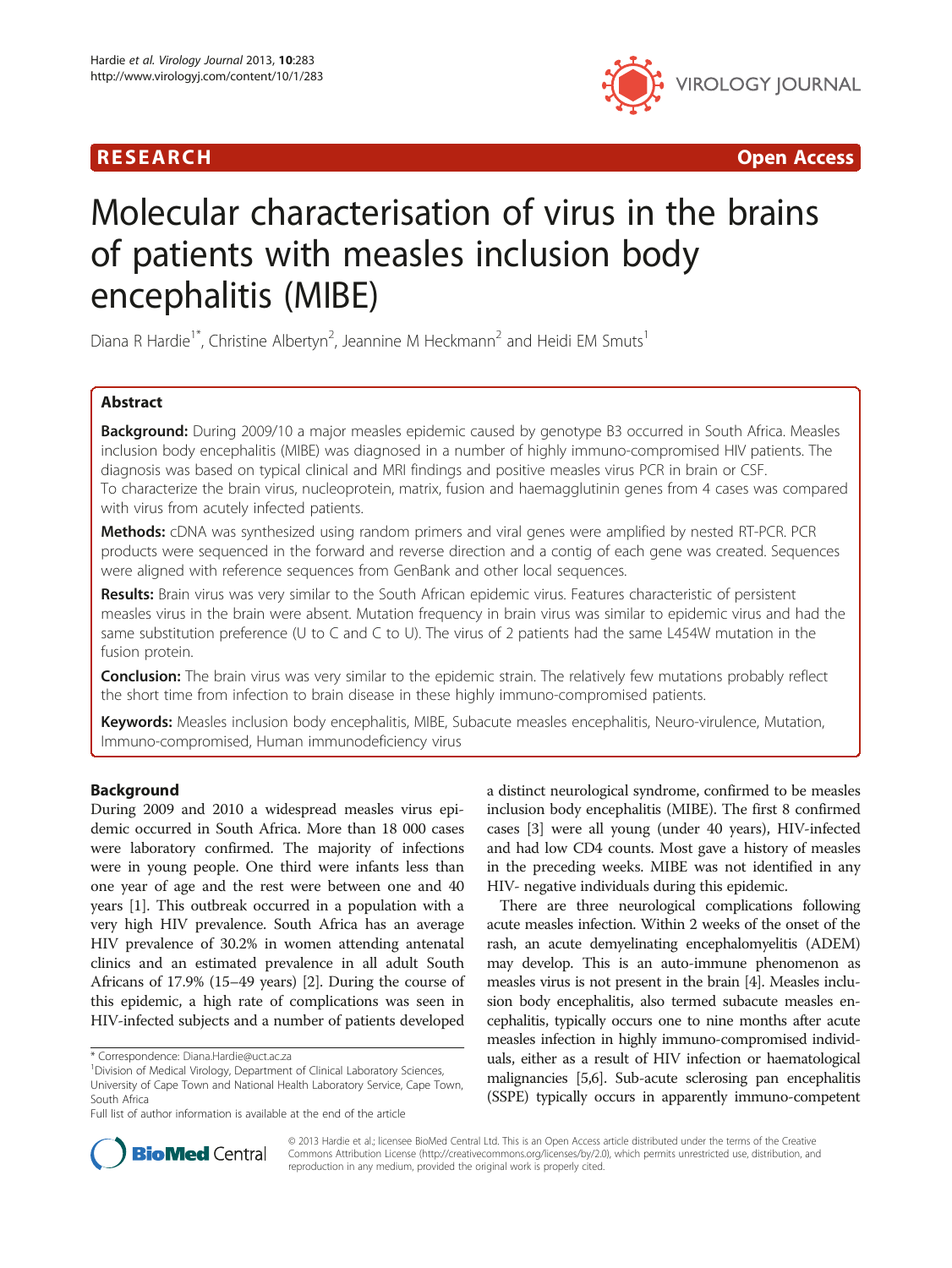RESEARCH Open Access

# Molecular characterisation of virus in the brains of patients with measles inclusion body encephalitis (MIBE)

Diana R Hardie[1*], Christine Albertyn[2], Jeannine M Heckmann[2] and Heidi EM Smuts[1]

## Abstract

**Background:** During 2009/10 a major measles epidemic caused by genotype B3 occurred in South Africa. Measles inclusion body encephalitis (MIBE) was diagnosed in a number of highly immuno-compromised HIV patients. The diagnosis was based on typical clinical and MRI findings and positive measles virus PCR in brain or CSF. To characterize the brain virus, nucleoprotein, matrix, fusion and haemagglutinin genes from 4 cases was compared with virus from acutely infected patients.

**Methods:** cDNA was synthesized using random primers and viral genes were amplified by nested RT-PCR. PCR products were sequenced in the forward and reverse direction and a contig of each gene was created. Sequences were aligned with reference sequences from GenBank and other local sequences.

**Results:** Brain virus was very similar to the South African epidemic virus. Features characteristic of persistent measles virus in the brain were absent. Mutation frequency in brain virus was similar to epidemic virus and had the same substitution preference (U to C and C to U). The virus of 2 patients had the same L454W mutation in the fusion protein.

**Conclusion:** The brain virus was very similar to the epidemic strain. The relatively few mutations probably reflect the short time from infection to brain disease in these highly immuno-compromised patients.

**Keywords:** Measles inclusion body encephalitis, MIBE, Subacute measles encephalitis, Neuro-virulence, Mutation, Immuno-compromised, Human immunodeficiency virus

## Background

During 2009 and 2010 a widespread measles virus epidemic occurred in South Africa. More than 18 000 cases were laboratory confirmed. The majority of infections were in young people. One third were infants less than one year of age and the rest were between one and 40 years [1]. This outbreak occurred in a population with a very high HIV prevalence. South Africa has an average HIV prevalence of 30.2% in women attending antenatal clinics and an estimated prevalence in all adult South Africans of 17.9% (15–49 years) [2]. During the course of this epidemic, a high rate of complications was seen in HIV-infected subjects and a number of patients developed a distinct neurological syndrome, confirmed to be measles inclusion body encephalitis (MIBE). The first 8 confirmed cases [3] were all young (under 40 years), HIV-infected and had low CD4 counts. Most gave a history of measles in the preceding weeks. MIBE was not identified in any HIV- negative individuals during this epidemic.

There are three neurological complications following acute measles infection. Within 2 weeks of the onset of the rash, an acute demyelinating encephalomyelitis (ADEM) may develop. This is an auto-immune phenomenon as measles virus is not present in the brain [4]. Measles inclusion body encephalitis, also termed subacute measles encephalitis, typically occurs one to nine months after acute measles infection in highly immuno-compromised individuals, either as a result of HIV infection or haematological malignancies [5,6]. Sub-acute sclerosing pan encephalitis (SSPE) typically occurs in apparently immuno-competent

* Correspondence: Diana.Hardie@uct.ac.za

[1]Division of Medical Virology, Department of Clinical Laboratory Sciences, University of Cape Town and National Health Laboratory Service, Cape Town, South Africa

Full list of author information is available at the end of the article

© 2013 Hardie et al.; licensee BioMed Central Ltd. This is an Open Access article distributed under the terms of the Creative Commons Attribution License (http://creativecommons.org/licenses/by/2.0), which permits unrestricted use, distribution, and reproduction in any medium, provided the original work is properly cited.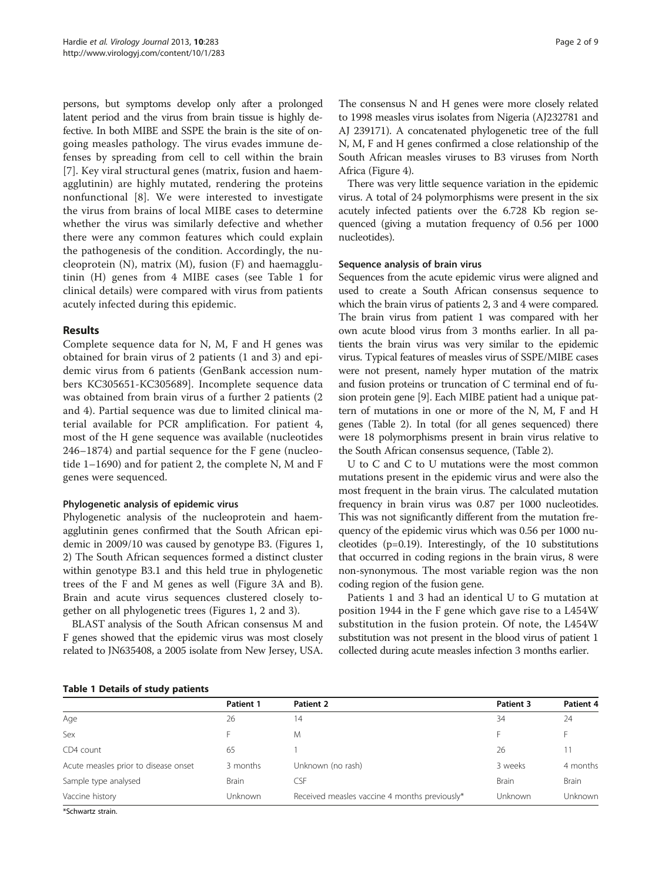persons, but symptoms develop only after a prolonged latent period and the virus from brain tissue is highly defective. In both MIBE and SSPE the brain is the site of ongoing measles pathology. The virus evades immune defenses by spreading from cell to cell within the brain [7]. Key viral structural genes (matrix, fusion and haemagglutinin) are highly mutated, rendering the proteins nonfunctional [8]. We were interested to investigate the virus from brains of local MIBE cases to determine whether the virus was similarly defective and whether there were any common features which could explain the pathogenesis of the condition. Accordingly, the nucleoprotein (N), matrix (M), fusion (F) and haemagglutinin (H) genes from 4 MIBE cases (see Table 1 for clinical details) were compared with virus from patients acutely infected during this epidemic.

## Results

Complete sequence data for N, M, F and H genes was obtained for brain virus of 2 patients (1 and 3) and epidemic virus from 6 patients (GenBank accession numbers KC305651-KC305689]. Incomplete sequence data was obtained from brain virus of a further 2 patients (2 and 4). Partial sequence was due to limited clinical material available for PCR amplification. For patient 4, most of the H gene sequence was available (nucleotides 246–1874) and partial sequence for the F gene (nucleotide 1–1690) and for patient 2, the complete N, M and F genes were sequenced.

### Phylogenetic analysis of epidemic virus

Phylogenetic analysis of the nucleoprotein and haemagglutinin genes confirmed that the South African epidemic in 2009/10 was caused by genotype B3. (Figures 1, 2) The South African sequences formed a distinct cluster within genotype B3.1 and this held true in phylogenetic trees of the F and M genes as well (Figure 3A and B). Brain and acute virus sequences clustered closely together on all phylogenetic trees (Figures 1, 2 and 3).

BLAST analysis of the South African consensus M and F genes showed that the epidemic virus was most closely related to JN635408, a 2005 isolate from New Jersey, USA. The consensus N and H genes were more closely related to 1998 measles virus isolates from Nigeria (AJ232781 and AJ 239171). A concatenated phylogenetic tree of the full N, M, F and H genes confirmed a close relationship of the South African measles viruses to B3 viruses from North Africa (Figure 4).

There was very little sequence variation in the epidemic virus. A total of 24 polymorphisms were present in the six acutely infected patients over the 6.728 Kb region sequenced (giving a mutation frequency of 0.56 per 1000 nucleotides).

### Sequence analysis of brain virus

Sequences from the acute epidemic virus were aligned and used to create a South African consensus sequence to which the brain virus of patients 2, 3 and 4 were compared. The brain virus from patient 1 was compared with her own acute blood virus from 3 months earlier. In all patients the brain virus was very similar to the epidemic virus. Typical features of measles virus of SSPE/MIBE cases were not present, namely hyper mutation of the matrix and fusion proteins or truncation of C terminal end of fusion protein gene [9]. Each MIBE patient had a unique pattern of mutations in one or more of the N, M, F and H genes (Table 2). In total (for all genes sequenced) there were 18 polymorphisms present in brain virus relative to the South African consensus sequence, (Table 2).

U to C and C to U mutations were the most common mutations present in the epidemic virus and were also the most frequent in the brain virus. The calculated mutation frequency in brain virus was 0.87 per 1000 nucleotides. This was not significantly different from the mutation frequency of the epidemic virus which was 0.56 per 1000 nucleotides ($p=0.19$). Interestingly, of the 10 substitutions that occurred in coding regions in the brain virus, 8 were non-synonymous. The most variable region was the non coding region of the fusion gene.

Patients 1 and 3 had an identical U to G mutation at position 1944 in the F gene which gave rise to a L454W substitution in the fusion protein. Of note, the L454W substitution was not present in the blood virus of patient 1 collected during acute measles infection 3 months earlier.

**Table 1 Details of study patients**

| | Patient 1 | Patient 2 | Patient 3 | Patient 4 |
|---|---|---|---|---|
| Age | 26 | 14 | 34 | 24 |
| Sex | F | M | F | F |
| CD4 count | 65 | 1 | 26 | 11 |
| Acute measles prior to disease onset | 3 months | Unknown (no rash) | 3 weeks | 4 months |
| Sample type analysed | Brain | CSF | Brain | Brain |
| Vaccine history | Unknown | Received measles vaccine 4 months previously* | Unknown | Unknown |

*Schwartz strain.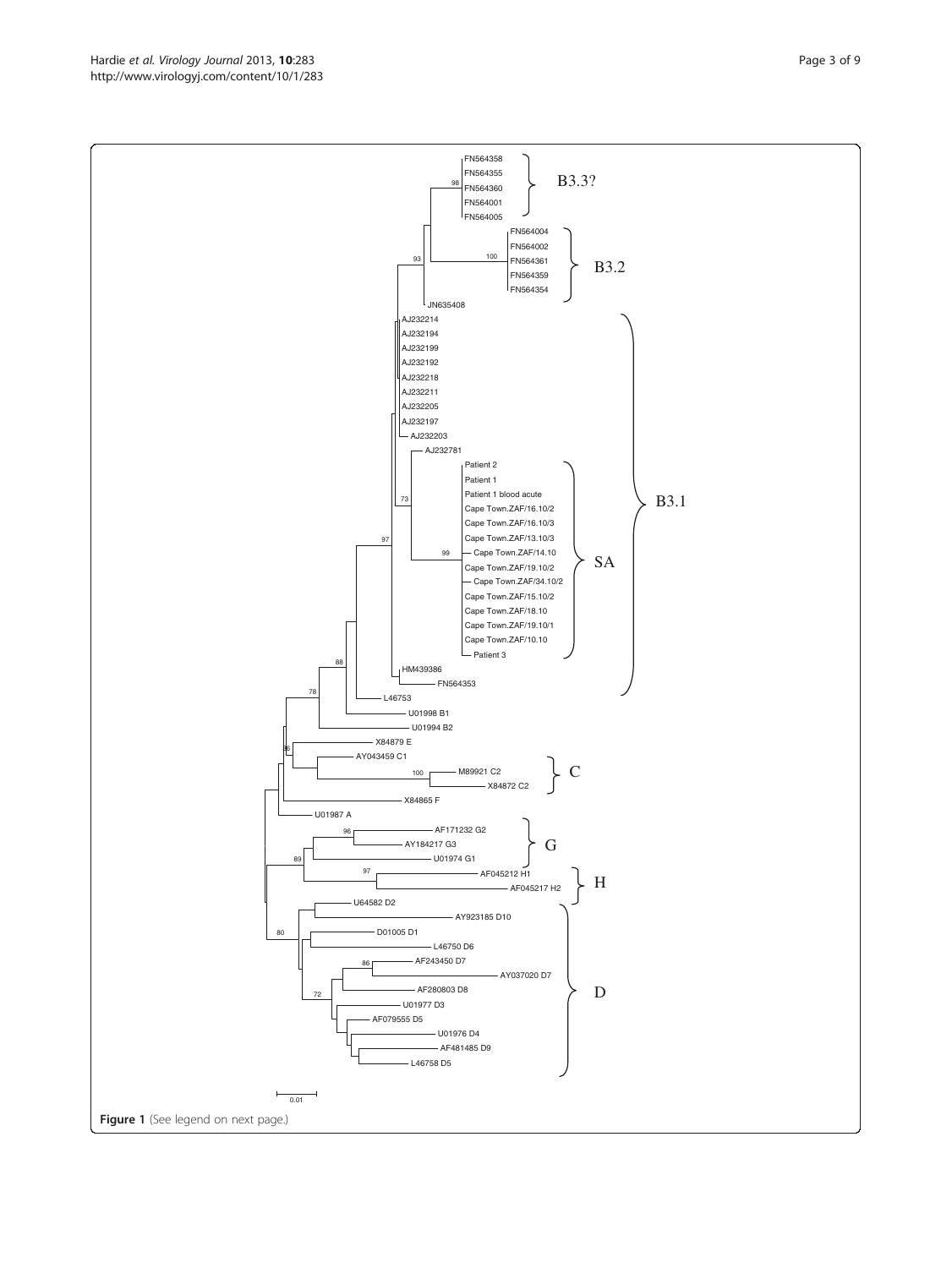Figure 1 (See legend on next page.)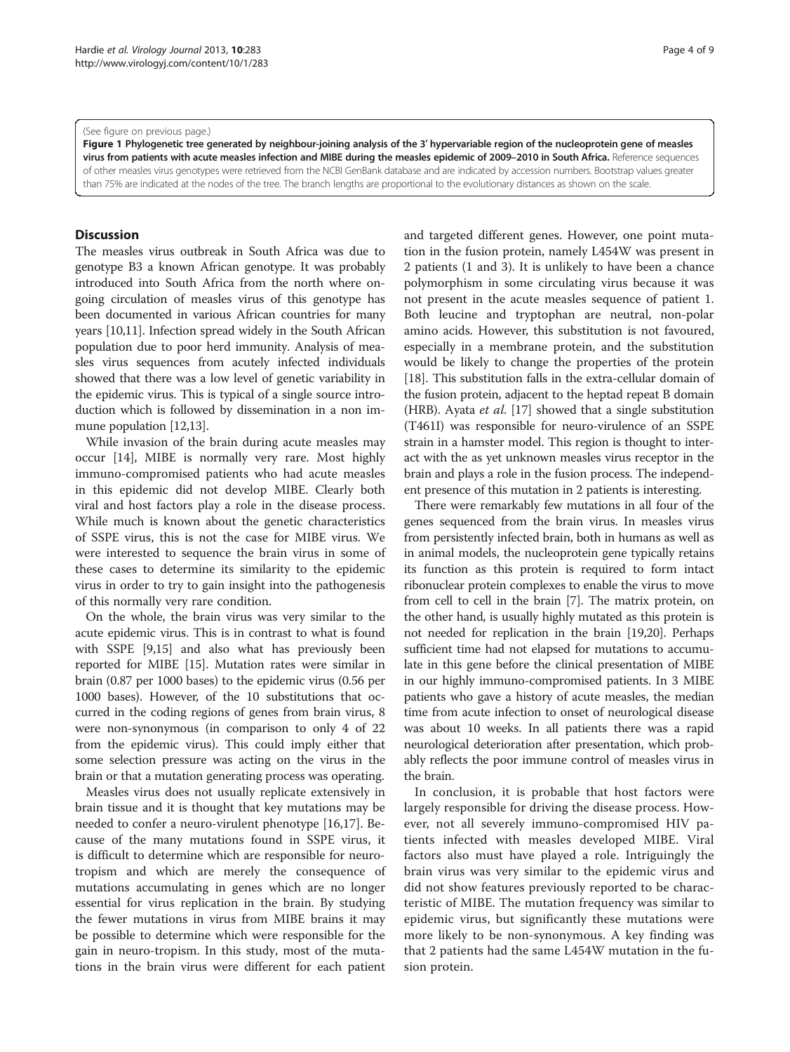(See figure on previous page.)

**Figure 1 Phylogenetic tree generated by neighbour-joining analysis of the 3′ hypervariable region of the nucleoprotein gene of measles virus from patients with acute measles infection and MIBE during the measles epidemic of 2009–2010 in South Africa.** Reference sequences of other measles virus genotypes were retrieved from the NCBI GenBank database and are indicated by accession numbers. Bootstrap values greater than 75% are indicated at the nodes of the tree. The branch lengths are proportional to the evolutionary distances as shown on the scale.

## Discussion

The measles virus outbreak in South Africa was due to genotype B3 a known African genotype. It was probably introduced into South Africa from the north where ongoing circulation of measles virus of this genotype has been documented in various African countries for many years [10,11]. Infection spread widely in the South African population due to poor herd immunity. Analysis of measles virus sequences from acutely infected individuals showed that there was a low level of genetic variability in the epidemic virus. This is typical of a single source introduction which is followed by dissemination in a non immune population [12,13].

While invasion of the brain during acute measles may occur [14], MIBE is normally very rare. Most highly immuno-compromised patients who had acute measles in this epidemic did not develop MIBE. Clearly both viral and host factors play a role in the disease process. While much is known about the genetic characteristics of SSPE virus, this is not the case for MIBE virus. We were interested to sequence the brain virus in some of these cases to determine its similarity to the epidemic virus in order to try to gain insight into the pathogenesis of this normally very rare condition.

On the whole, the brain virus was very similar to the acute epidemic virus. This is in contrast to what is found with SSPE [9,15] and also what has previously been reported for MIBE [15]. Mutation rates were similar in brain (0.87 per 1000 bases) to the epidemic virus (0.56 per 1000 bases). However, of the 10 substitutions that occurred in the coding regions of genes from brain virus, 8 were non-synonymous (in comparison to only 4 of 22 from the epidemic virus). This could imply either that some selection pressure was acting on the virus in the brain or that a mutation generating process was operating.

Measles virus does not usually replicate extensively in brain tissue and it is thought that key mutations may be needed to confer a neuro-virulent phenotype [16,17]. Because of the many mutations found in SSPE virus, it is difficult to determine which are responsible for neurotropism and which are merely the consequence of mutations accumulating in genes which are no longer essential for virus replication in the brain. By studying the fewer mutations in virus from MIBE brains it may be possible to determine which were responsible for the gain in neuro-tropism. In this study, most of the mutations in the brain virus were different for each patient and targeted different genes. However, one point mutation in the fusion protein, namely L454W was present in 2 patients (1 and 3). It is unlikely to have been a chance polymorphism in some circulating virus because it was not present in the acute measles sequence of patient 1. Both leucine and tryptophan are neutral, non-polar amino acids. However, this substitution is not favoured, especially in a membrane protein, and the substitution would be likely to change the properties of the protein [18]. This substitution falls in the extra-cellular domain of the fusion protein, adjacent to the heptad repeat B domain (HRB). Ayata *et al*. [17] showed that a single substitution (T461I) was responsible for neuro-virulence of an SSPE strain in a hamster model. This region is thought to interact with the as yet unknown measles virus receptor in the brain and plays a role in the fusion process. The independent presence of this mutation in 2 patients is interesting.

There were remarkably few mutations in all four of the genes sequenced from the brain virus. In measles virus from persistently infected brain, both in humans as well as in animal models, the nucleoprotein gene typically retains its function as this protein is required to form intact ribonuclear protein complexes to enable the virus to move from cell to cell in the brain [7]. The matrix protein, on the other hand, is usually highly mutated as this protein is not needed for replication in the brain [19,20]. Perhaps sufficient time had not elapsed for mutations to accumulate in this gene before the clinical presentation of MIBE in our highly immuno-compromised patients. In 3 MIBE patients who gave a history of acute measles, the median time from acute infection to onset of neurological disease was about 10 weeks. In all patients there was a rapid neurological deterioration after presentation, which probably reflects the poor immune control of measles virus in the brain.

In conclusion, it is probable that host factors were largely responsible for driving the disease process. However, not all severely immuno-compromised HIV patients infected with measles developed MIBE. Viral factors also must have played a role. Intriguingly the brain virus was very similar to the epidemic virus and did not show features previously reported to be characteristic of MIBE. The mutation frequency was similar to epidemic virus, but significantly these mutations were more likely to be non-synonymous. A key finding was that 2 patients had the same L454W mutation in the fusion protein.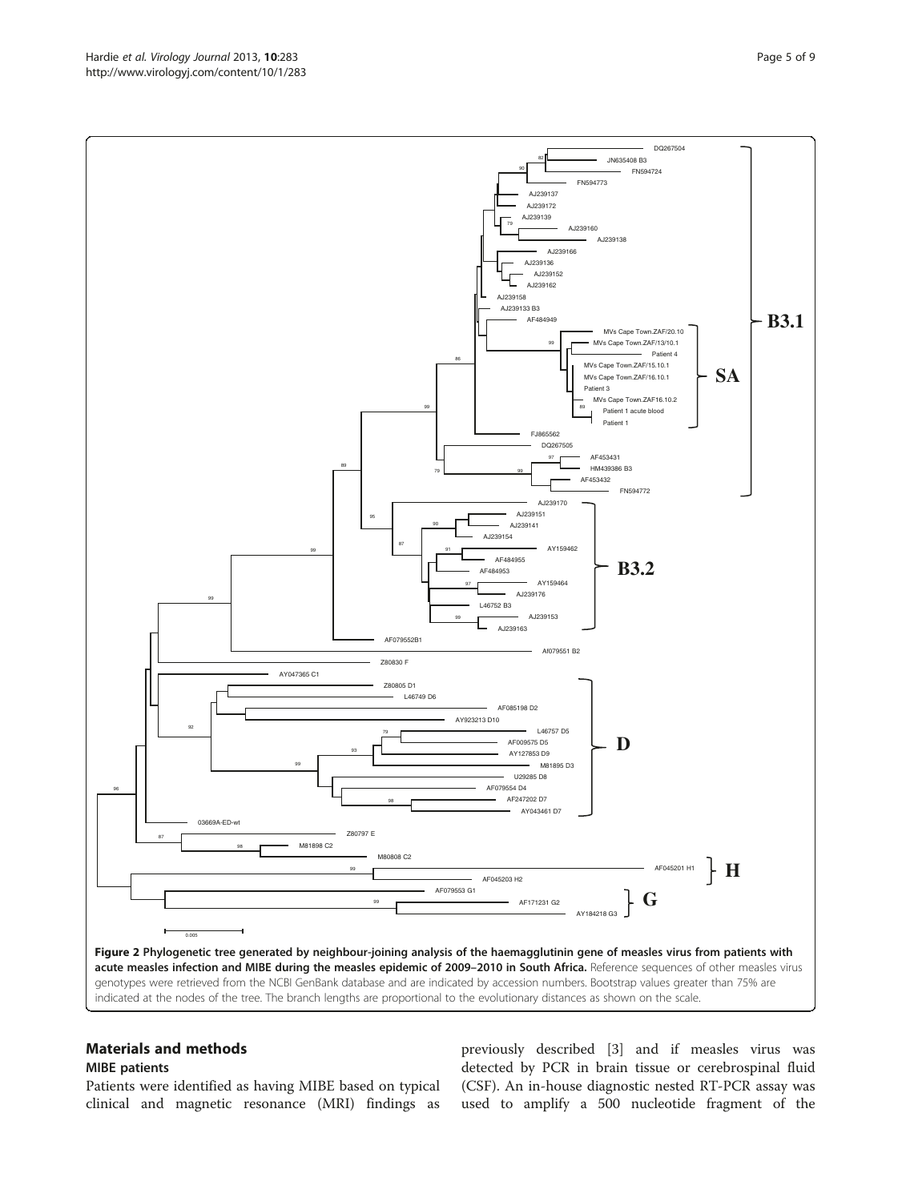**Figure 2 Phylogenetic tree generated by neighbour-joining analysis of the haemagglutinin gene of measles virus from patients with acute measles infection and MIBE during the measles epidemic of 2009–2010 in South Africa.** Reference sequences of other measles virus genotypes were retrieved from the NCBI GenBank database and are indicated by accession numbers. Bootstrap values greater than 75% are indicated at the nodes of the tree. The branch lengths are proportional to the evolutionary distances as shown on the scale.

## Materials and methods

### MIBE patients

Patients were identified as having MIBE based on typical clinical and magnetic resonance (MRI) findings as previously described [3] and if measles virus was detected by PCR in brain tissue or cerebrospinal fluid (CSF). An in-house diagnostic nested RT-PCR assay was used to amplify a 500 nucleotide fragment of the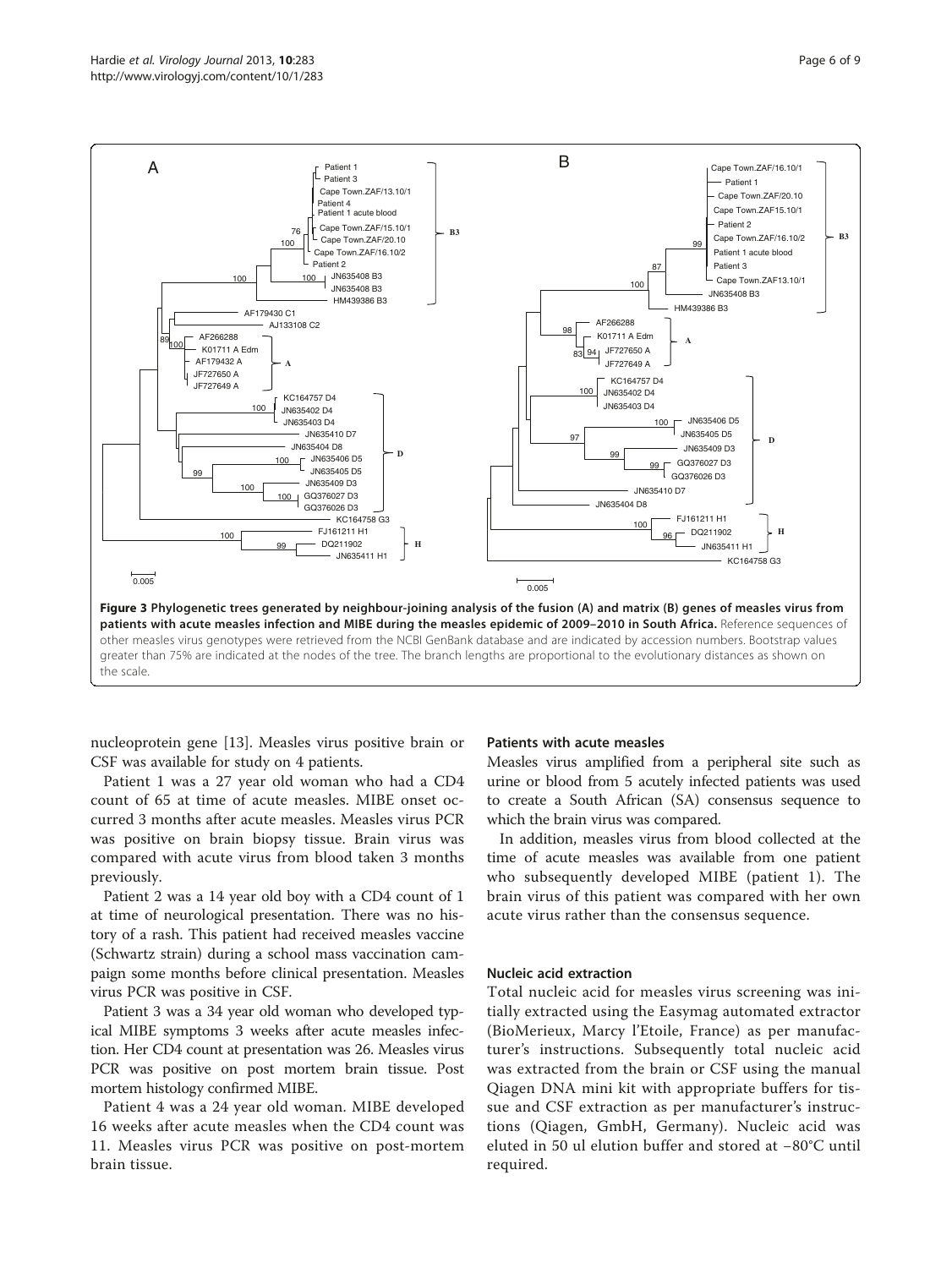**Figure 3 Phylogenetic trees generated by neighbour-joining analysis of the fusion (A) and matrix (B) genes of measles virus from patients with acute measles infection and MIBE during the measles epidemic of 2009–2010 in South Africa.** Reference sequences of other measles virus genotypes were retrieved from the NCBI GenBank database and are indicated by accession numbers. Bootstrap values greater than 75% are indicated at the nodes of the tree. The branch lengths are proportional to the evolutionary distances as shown on the scale.

nucleoprotein gene [13]. Measles virus positive brain or CSF was available for study on 4 patients.

Patient 1 was a 27 year old woman who had a CD4 count of 65 at time of acute measles. MIBE onset occurred 3 months after acute measles. Measles virus PCR was positive on brain biopsy tissue. Brain virus was compared with acute virus from blood taken 3 months previously.

Patient 2 was a 14 year old boy with a CD4 count of 1 at time of neurological presentation. There was no history of a rash. This patient had received measles vaccine (Schwartz strain) during a school mass vaccination campaign some months before clinical presentation. Measles virus PCR was positive in CSF.

Patient 3 was a 34 year old woman who developed typical MIBE symptoms 3 weeks after acute measles infection. Her CD4 count at presentation was 26. Measles virus PCR was positive on post mortem brain tissue. Post mortem histology confirmed MIBE.

Patient 4 was a 24 year old woman. MIBE developed 16 weeks after acute measles when the CD4 count was 11. Measles virus PCR was positive on post-mortem brain tissue.

### Patients with acute measles

Measles virus amplified from a peripheral site such as urine or blood from 5 acutely infected patients was used to create a South African (SA) consensus sequence to which the brain virus was compared.

In addition, measles virus from blood collected at the time of acute measles was available from one patient who subsequently developed MIBE (patient 1). The brain virus of this patient was compared with her own acute virus rather than the consensus sequence.

### Nucleic acid extraction

Total nucleic acid for measles virus screening was initially extracted using the Easymag automated extractor (BioMerieux, Marcy l'Etoile, France) as per manufacturer's instructions. Subsequently total nucleic acid was extracted from the brain or CSF using the manual Qiagen DNA mini kit with appropriate buffers for tissue and CSF extraction as per manufacturer's instructions (Qiagen, GmbH, Germany). Nucleic acid was eluted in 50 ul elution buffer and stored at −80°C until required.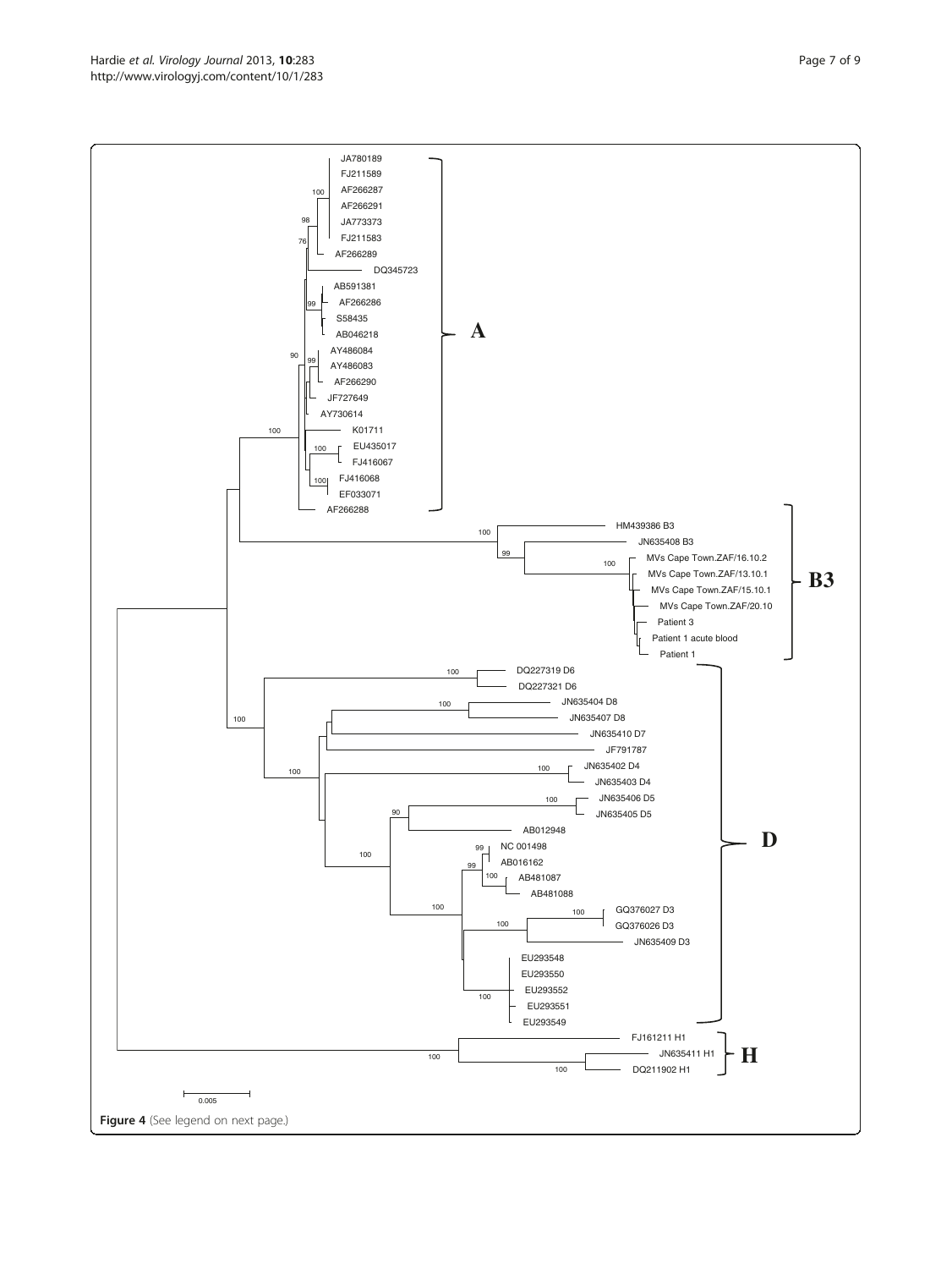Figure 4 (See legend on next page.)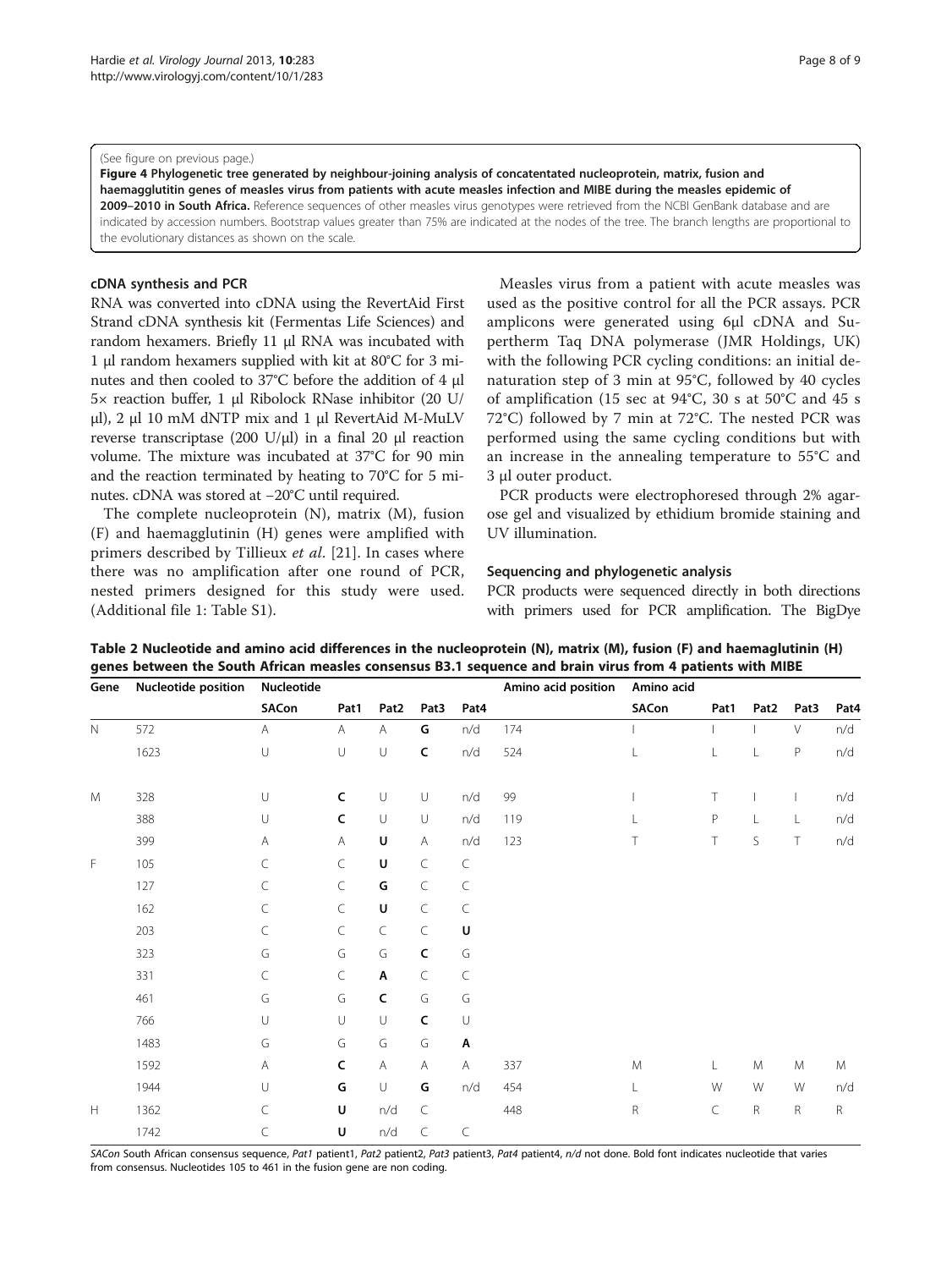(See figure on previous page.)

**Figure 4 Phylogenetic tree generated by neighbour-joining analysis of concatentated nucleoprotein, matrix, fusion and haemagglutitin genes of measles virus from patients with acute measles infection and MIBE during the measles epidemic of 2009–2010 in South Africa.** Reference sequences of other measles virus genotypes were retrieved from the NCBI GenBank database and are indicated by accession numbers. Bootstrap values greater than 75% are indicated at the nodes of the tree. The branch lengths are proportional to the evolutionary distances as shown on the scale.

### cDNA synthesis and PCR

RNA was converted into cDNA using the RevertAid First Strand cDNA synthesis kit (Fermentas Life Sciences) and random hexamers. Briefly 11 μl RNA was incubated with 1 μl random hexamers supplied with kit at 80°C for 3 minutes and then cooled to 37°C before the addition of 4 μl 5× reaction buffer, 1 μl Ribolock RNase inhibitor (20 U/μl), 2 μl 10 mM dNTP mix and 1 μl RevertAid M-MuLV reverse transcriptase (200 U/μl) in a final 20 μl reaction volume. The mixture was incubated at 37°C for 90 min and the reaction terminated by heating to 70°C for 5 minutes. cDNA was stored at −20°C until required.

The complete nucleoprotein (N), matrix (M), fusion (F) and haemagglutinin (H) genes were amplified with primers described by Tillieux *et al*. [21]. In cases where there was no amplification after one round of PCR, nested primers designed for this study were used. (Additional file 1: Table S1).

Measles virus from a patient with acute measles was used as the positive control for all the PCR assays. PCR amplicons were generated using 6μl cDNA and Supertherm Taq DNA polymerase (JMR Holdings, UK) with the following PCR cycling conditions: an initial denaturation step of 3 min at 95°C, followed by 40 cycles of amplification (15 sec at 94°C, 30 s at 50°C and 45 s 72°C) followed by 7 min at 72°C. The nested PCR was performed using the same cycling conditions but with an increase in the annealing temperature to 55°C and 3 μl outer product.

PCR products were electrophoresed through 2% agarose gel and visualized by ethidium bromide staining and UV illumination.

### Sequencing and phylogenetic analysis

PCR products were sequenced directly in both directions with primers used for PCR amplification. The BigDye

**Table 2 Nucleotide and amino acid differences in the nucleoprotein (N), matrix (M), fusion (F) and haemaglutinin (H) genes between the South African measles consensus B3.1 sequence and brain virus from 4 patients with MIBE**

| Gene | Nucleotide position | Nucleotide | | | | | Amino acid position | Amino acid | | | | |
|---|---|---|---|---|---|---|---|---|---|---|---|---|
| | | SACon | Pat1 | Pat2 | Pat3 | Pat4 | | SACon | Pat1 | Pat2 | Pat3 | Pat4 |
| N | 572 | A | A | A | **G** | n/d | 174 | I | I | I | V | n/d |
| | 1623 | U | U | U | **C** | n/d | 524 | L | L | L | P | n/d |
| M | 328 | U | **C** | U | U | n/d | 99 | I | T | I | I | n/d |
| | 388 | U | **C** | U | U | n/d | 119 | L | P | L | L | n/d |
| | 399 | A | A | **U** | A | n/d | 123 | T | T | S | T | n/d |
| F | 105 | C | C | **U** | C | C | | | | | | |
| | 127 | C | C | **G** | C | C | | | | | | |
| | 162 | C | C | **U** | C | C | | | | | | |
| | 203 | C | C | C | C | **U** | | | | | | |
| | 323 | G | G | G | **C** | G | | | | | | |
| | 331 | C | C | **A** | C | C | | | | | | |
| | 461 | G | G | **C** | G | G | | | | | | |
| | 766 | U | U | U | **C** | U | | | | | | |
| | 1483 | G | G | G | G | **A** | | | | | | |
| | 1592 | A | **C** | A | A | A | 337 | M | L | M | M | M |
| | 1944 | U | **G** | U | **G** | n/d | 454 | L | W | W | W | n/d |
| H | 1362 | C | **U** | n/d | C | | 448 | R | C | R | R | R |
| | 1742 | C | **U** | n/d | C | C | | | | | | |

*SACon* South African consensus sequence, *Pat1* patient1, *Pat2* patient2, *Pat3* patient3, *Pat4* patient4, *n/d* not done. Bold font indicates nucleotide that varies from consensus. Nucleotides 105 to 461 in the fusion gene are non coding.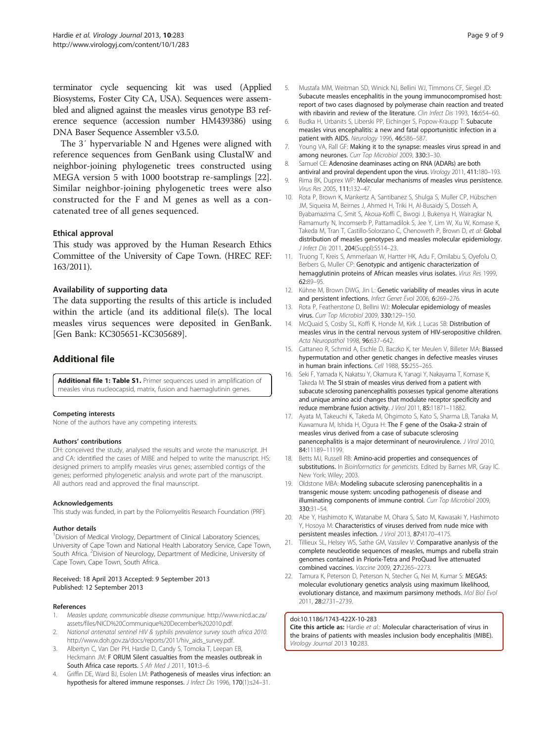terminator cycle sequencing kit was used (Applied Biosystems, Foster City CA, USA). Sequences were assembled and aligned against the measles virus genotype B3 reference sequence (accession number HM439386) using DNA Baser Sequence Assembler v3.5.0.

The 3′ hypervariable N and Hgenes were aligned with reference sequences from GenBank using ClustalW and neighbor-joining phylogenetic trees constructed using MEGA version 5 with 1000 bootstrap re-samplings [22]. Similar neighbor-joining phylogenetic trees were also constructed for the F and M genes as well as a concatenated tree of all genes sequenced.

### Ethical approval

This study was approved by the Human Research Ethics Committee of the University of Cape Town. (HREC REF: 163/2011).

### Availability of supporting data

The data supporting the results of this article is included within the article (and its additional file(s). The local measles virus sequences were deposited in GenBank. [Gen Bank: KC305651-KC305689].

## Additional file

**Additional file 1: Table S1.** Primer sequences used in amplification of measles virus nucleocapsid, matrix, fusion and haemaglutinin genes.

#### Competing interests

None of the authors have any competing interests.

#### Authors' contributions

DH: conceived the study, analysed the results and wrote the manuscript. JH and CA: identified the cases of MIBE and helped to write the manuscript. HS: designed primers to amplify measles virus genes; assembled contigs of the genes; performed phylogenetic analysis and wrote part of the manuscript. All authors read and approved the final maunscript.

#### Acknowledgements

This study was funded, in part by the Poliomyelitis Research Foundation (PRF).

#### Author details

[1]Division of Medical Virology, Department of Clinical Laboratory Sciences, University of Cape Town and National Health Laboratory Service, Cape Town, South Africa. [2]Division of Neurology, Department of Medicine, University of Cape Town, Cape Town, South Africa.

Received: 18 April 2013 Accepted: 9 September 2013
Published: 12 September 2013

#### References

1. *Measles update, communicable disease communique.* http://www.nicd.ac.za/assets/files/NICD%20Communique%20December%202010.pdf.
2. *National antenatal sentinel HIV & syphilis prevalence survey south africa 2010.* http://www.doh.gov.za/docs/reports/2011/hiv_aids_survey.pdf.
3. Albertyn C, Van Der PH, Hardie D, Candy S, Tomoka T, Leepan EB, Heckmann JM: **F ORUM Silent casualties from the measles outbreak in South Africa case reports.** *S Afr Med J* 2011, **101**:3–6.
4. Griffin DE, Ward BJ, Esolen LM: **Pathogenesis of measles virus infection: an hypothesis for altered immune responses.** *J Infect Dis* 1996, **170**(1):s24–31.
5. Mustafa MM, Weitman SD, Winick NJ, Bellini WJ, Timmons CF, Siegel JD: **Subacute measles encephalitis in the young immunocompromised host: report of two cases diagnosed by polymerase chain reaction and treated with ribavirin and review of the literature.** *Clin Infect Dis* 1993, **16**:654–60.
6. Budka H, Urbanits S, Liberski PP, Eichinger S, Popow-Kraupp T: **Subacute measles virus encephalitis: a new and fatal opportunistic infection in a patient with AIDS.** *Neurology* 1996, **46**:586–587.
7. Young VA, Rall GF: **Making it to the synapse: measles virus spread in and among neurones.** *Curr Top Microbiol* 2009, **330**:3–30.
8. Samuel CE: **Adenosine deaminases acting on RNA (ADARs) are both antiviral and proviral dependent upon the virus.** *Virology* 2011, **411**:180–193.
9. Rima BK, Duprex WP: **Molecular mechanisms of measles virus persistence.** *Virus Res* 2005, **111**:132–47.
10. Rota P, Brown K, Mankertz A, Santibanez S, Shulga S, Muller CP, Hübschen JM, Siqueira M, Beirnes J, Ahmed H, Triki H, Al-Busaidy S, Dosseh A, Byabamazima C, Smit S, Akoua-Koffi C, Bwogi J, Bukenya H, Wairagkar N, Ramamurty N, Incomserb P, Pattamadilok S, Jee Y, Lim W, Xu W, Komase K, Takeda M, Tran T, Castillo-Solorzano C, Chenoweth P, Brown D, *et al*: **Global distribution of measles genotypes and measles molecular epidemiology.** *J Infect Dis* 2011, **204**(Suppl):S514–23.
11. Truong T, Kreis S, Ammerlaan W, Hartter HK, Adu F, Omilabu S, Oyefolu O, Berbers G, Muller CP: **Genotypic and antigenic characterization of hemagglutinin proteins of African measles virus isolates.** *Virus Res* 1999, **62**:89–95.
12. Kühne M, Brown DWG, Jin L: **Genetic variability of measles virus in acute and persistent infections.** *Infect Genet Evol* 2006, **6**:269–276.
13. Rota P, Featherstone D, Bellini WJ: **Molecular epidemiology of measles virus.** *Curr Top Microbiol* 2009, **330**:129–150.
14. McQuaid S, Cosby SL, Koffi K, Honde M, Kirk J, Lucas SB: **Distribution of measles virus in the central nervous system of HIV-seropositive children.** *Acta Neuropathol* 1998, **96**:637–642.
15. Cattaneo R, Schmid A, Eschle D, Baczko K, ter Meulen V, Billeter MA: **Biassed hypermutation and other genetic changes in defective measles viruses in human brain infections.** *Cell* 1988, **55**:255–265.
16. Seki F, Yamada K, Nakatsu Y, Okamura K, Yanagi Y, Nakayama T, Komase K, Takeda M: **The SI strain of measles virus derived from a patient with subacute sclerosing panencephalitis possesses typical genome alterations and unique amino acid changes that modulate receptor specificity and reduce membrane fusion activity.** *J Virol* 2011, **85**:11871–11882.
17. Ayata M, Takeuchi K, Takeda M, Ohgimoto S, Kato S, Sharma LB, Tanaka M, Kuwamura M, Ishida H, Ogura H: **The F gene of the Osaka-2 strain of measles virus derived from a case of subacute sclerosing panencephalitis is a major determinant of neurovirulence.** *J Virol* 2010, **84**:11189–11199.
18. Betts MJ, Russell RB: **Amino-acid properties and consequences of substitutions.** In *Bioinformatics for geneticists.* Edited by Barnes MR, Gray IC. New York: Wiley; 2003.
19. Oldstone MBA: **Modeling subacute sclerosing panencephalitis in a transgenic mouse system: uncoding pathogenesis of disease and illuminating components of immune control.** *Curr Top Microbiol* 2009, **330**:31–54.
20. Abe Y, Hashimoto K, Watanabe M, Ohara S, Sato M, Kawasaki Y, Hashimoto Y, Hosoya M: **Characteristics of viruses derived from nude mice with persistent measles infection.** *J Virol* 2013, **87**:4170–4175.
21. Tillieux SL, Helsey WS, Sathe GM, Vassilev V: **Comparative ananlysis of the complete neucleotide sequences of measles, mumps and rubella strain genomes contained in Priorix-Tetra and ProQuad live attenuated combined vaccines.** *Vaccine* 2009, **27**:2265–2273.
22. Tamura K, Peterson D, Peterson N, Stecher G, Nei M, Kumar S: **MEGA5: molecular evolutionary genetics analysis using maximum likelihood, evolutionary distance, and maximum parsimony methods.** *Mol Biol Evol* 2011, **28**:2731–2739.

doi:10.1186/1743-422X-10-283
**Cite this article as:** Hardie *et al.*: Molecular characterisation of virus in the brains of patients with measles inclusion body encephalitis (MIBE). *Virology Journal* 2013 **10**:283.